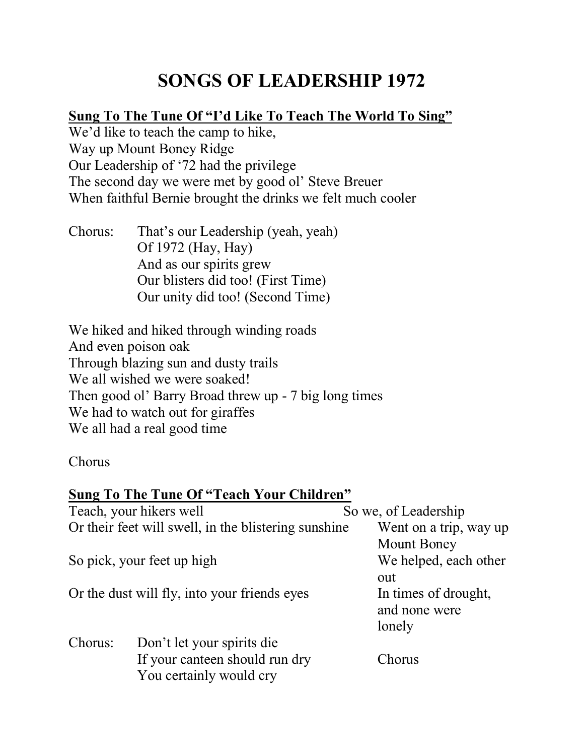# SONGS OF LEADERSHIP 1972

**Sung To The Tune Of "I'd Like To Teach The World To Sing"**

We'd like to teach the camp to hike,
Way up Mount Boney Ridge
Our Leadership of '72 had the privilege
The second day we were met by good ol' Steve Breuer
When faithful Bernie brought the drinks we felt much cooler

Chorus: That's our Leadership (yeah, yeah)
Of 1972 (Hay, Hay)
And as our spirits grew
Our blisters did too! (First Time)
Our unity did too! (Second Time)

We hiked and hiked through winding roads
And even poison oak
Through blazing sun and dusty trails
We all wished we were soaked!
Then good ol' Barry Broad threw up - 7 big long times
We had to watch out for giraffes
We all had a real good time

Chorus

**Sung To The Tune Of "Teach Your Children"**

Teach, your hikers well
Or their feet will swell, in the blistering sunshine
So pick, your feet up high
Or the dust will fly, into your friends eyes

Chorus: Don't let your spirits die
If your canteen should run dry
You certainly would cry

So we, of Leadership
Went on a trip, way up Mount Boney
We helped, each other out
In times of drought, and none were lonely

Chorus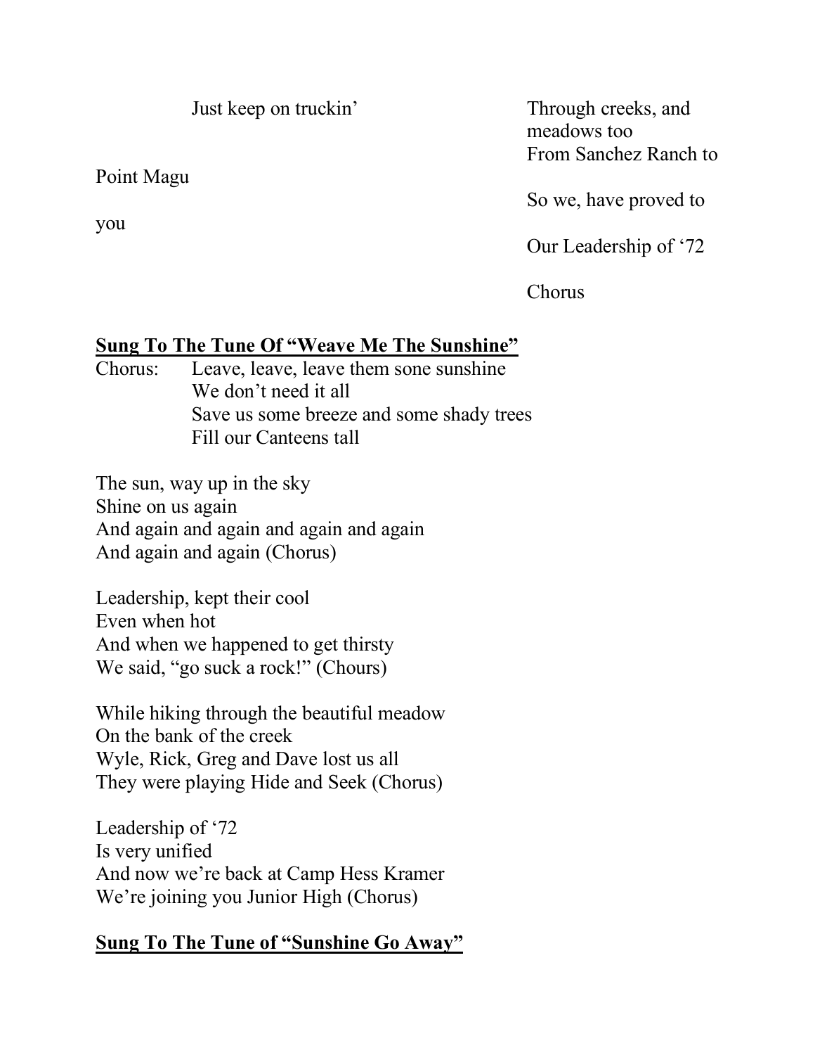Just keep on truckin'

Through creeks, and
meadows too
From Sanchez Ranch to

Point Magu

So we, have proved to

you

Our Leadership of '72

Chorus

**Sung To The Tune Of "Weave Me The Sunshine"**

Chorus: Leave, leave, leave them sone sunshine
We don't need it all
Save us some breeze and some shady trees
Fill our Canteens tall

The sun, way up in the sky
Shine on us again
And again and again and again and again
And again and again (Chorus)

Leadership, kept their cool
Even when hot
And when we happened to get thirsty
We said, "go suck a rock!" (Chours)

While hiking through the beautiful meadow
On the bank of the creek
Wyle, Rick, Greg and Dave lost us all
They were playing Hide and Seek (Chorus)

Leadership of '72
Is very unified
And now we're back at Camp Hess Kramer
We're joining you Junior High (Chorus)

**Sung To The Tune of "Sunshine Go Away"**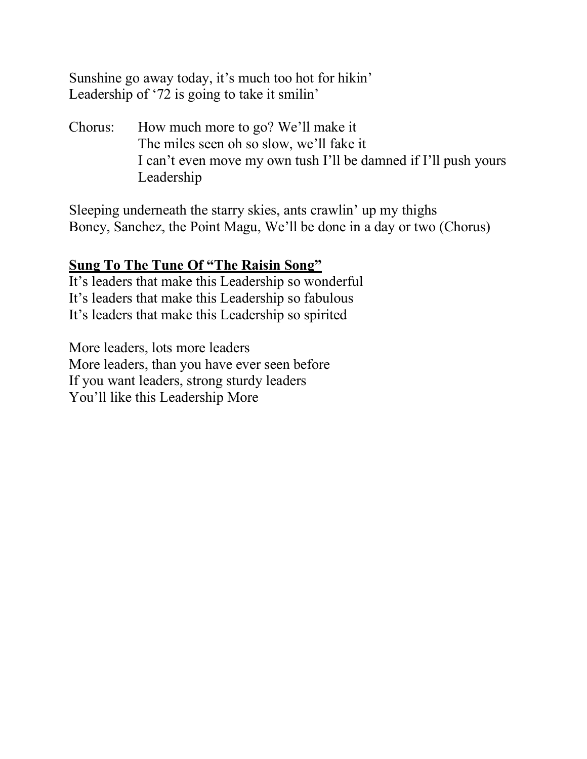Sunshine go away today, it's much too hot for hikin'
Leadership of '72 is going to take it smilin'

Chorus: How much more to go? We'll make it
The miles seen oh so slow, we'll fake it
I can't even move my own tush I'll be damned if I'll push yours
Leadership

Sleeping underneath the starry skies, ants crawlin' up my thighs
Boney, Sanchez, the Point Magu, We'll be done in a day or two (Chorus)

**<u>Sung To The Tune Of "The Raisin Song"</u>**

It's leaders that make this Leadership so wonderful
It's leaders that make this Leadership so fabulous
It's leaders that make this Leadership so spirited

More leaders, lots more leaders
More leaders, than you have ever seen before
If you want leaders, strong sturdy leaders
You'll like this Leadership More